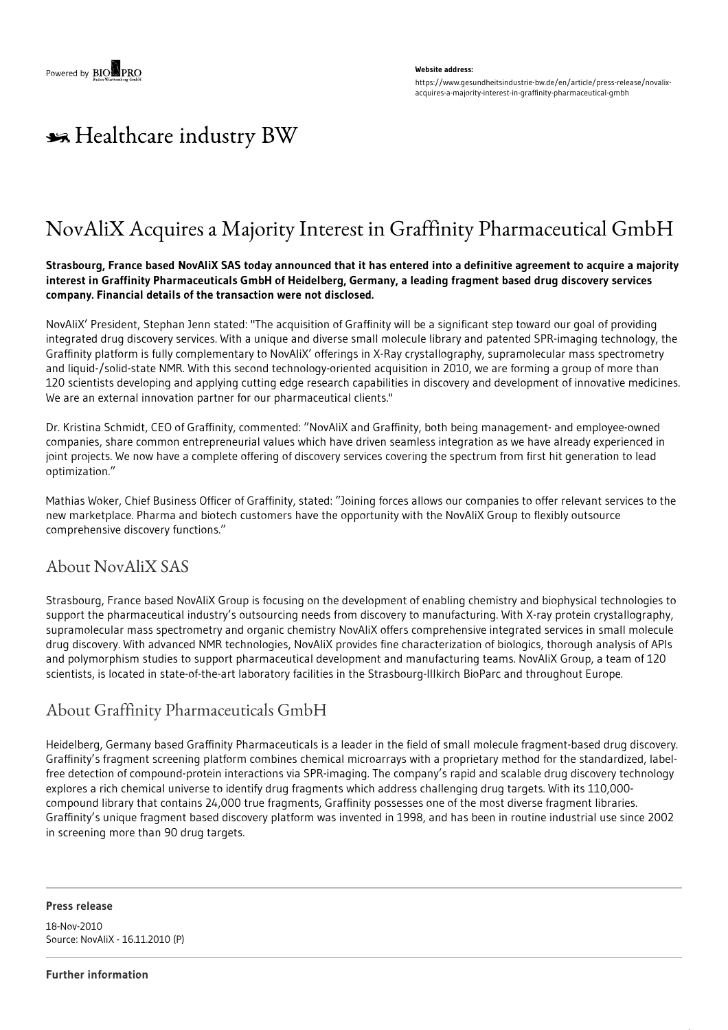Powered by BIOPRO

**Website address:**

https://www.gesundheitsindustrie-bw.de/en/article/press-release/novalix-acquires-a-majority-interest-in-graffinity-pharmaceutical-gmbh

Healthcare industry BW

# NovAliX Acquires a Majority Interest in Graffinity Pharmaceutical GmbH

**Strasbourg, France based NovAliX SAS today announced that it has entered into a definitive agreement to acquire a majority interest in Graffinity Pharmaceuticals GmbH of Heidelberg, Germany, a leading fragment based drug discovery services company. Financial details of the transaction were not disclosed.**

NovAliX' President, Stephan Jenn stated: "The acquisition of Graffinity will be a significant step toward our goal of providing integrated drug discovery services. With a unique and diverse small molecule library and patented SPR-imaging technology, the Graffinity platform is fully complementary to NovAliX' offerings in X-Ray crystallography, supramolecular mass spectrometry and liquid-/solid-state NMR. With this second technology-oriented acquisition in 2010, we are forming a group of more than 120 scientists developing and applying cutting edge research capabilities in discovery and development of innovative medicines. We are an external innovation partner for our pharmaceutical clients."

Dr. Kristina Schmidt, CEO of Graffinity, commented: "NovAliX and Graffinity, both being management- and employee-owned companies, share common entrepreneurial values which have driven seamless integration as we have already experienced in joint projects. We now have a complete offering of discovery services covering the spectrum from first hit generation to lead optimization."

Mathias Woker, Chief Business Officer of Graffinity, stated: "Joining forces allows our companies to offer relevant services to the new marketplace. Pharma and biotech customers have the opportunity with the NovAliX Group to flexibly outsource comprehensive discovery functions."

## About NovAliX SAS

Strasbourg, France based NovAliX Group is focusing on the development of enabling chemistry and biophysical technologies to support the pharmaceutical industry's outsourcing needs from discovery to manufacturing. With X-ray protein crystallography, supramolecular mass spectrometry and organic chemistry NovAliX offers comprehensive integrated services in small molecule drug discovery. With advanced NMR technologies, NovAliX provides fine characterization of biologics, thorough analysis of APIs and polymorphism studies to support pharmaceutical development and manufacturing teams. NovAliX Group, a team of 120 scientists, is located in state-of-the-art laboratory facilities in the Strasbourg-Illkirch BioParc and throughout Europe.

## About Graffinity Pharmaceuticals GmbH

Heidelberg, Germany based Graffinity Pharmaceuticals is a leader in the field of small molecule fragment-based drug discovery. Graffinity's fragment screening platform combines chemical microarrays with a proprietary method for the standardized, label-free detection of compound-protein interactions via SPR-imaging. The company's rapid and scalable drug discovery technology explores a rich chemical universe to identify drug fragments which address challenging drug targets. With its 110,000-compound library that contains 24,000 true fragments, Graffinity possesses one of the most diverse fragment libraries. Graffinity's unique fragment based discovery platform was invented in 1998, and has been in routine industrial use since 2002 in screening more than 90 drug targets.

**Press release**

18-Nov-2010
Source: NovAliX - 16.11.2010 (P)

**Further information**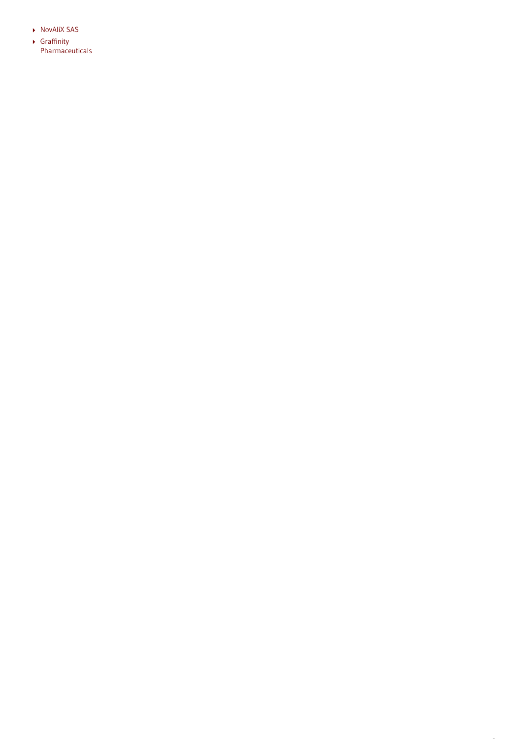- NovAliX SAS
- Graffinity Pharmaceuticals